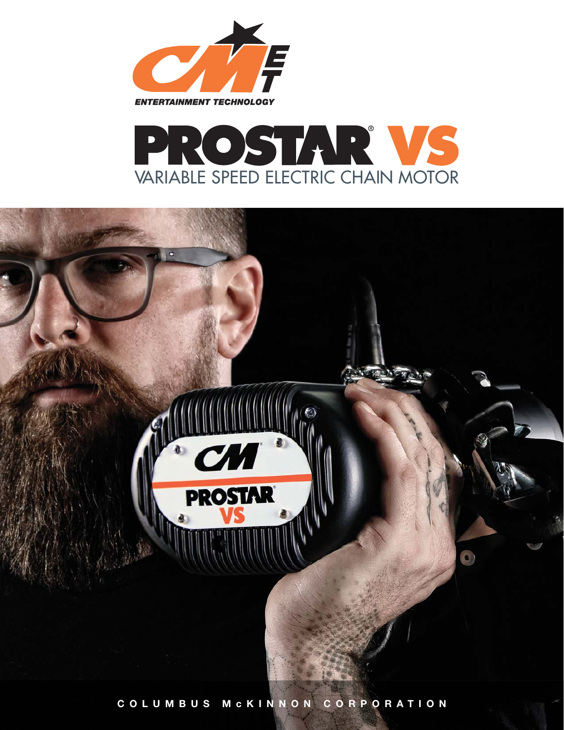ENTERTAINMENT TECHNOLOGY

# PROSTAR® VS

## VARIABLE SPEED ELECTRIC CHAIN MOTOR

COLUMBUS McKINNON CORPORATION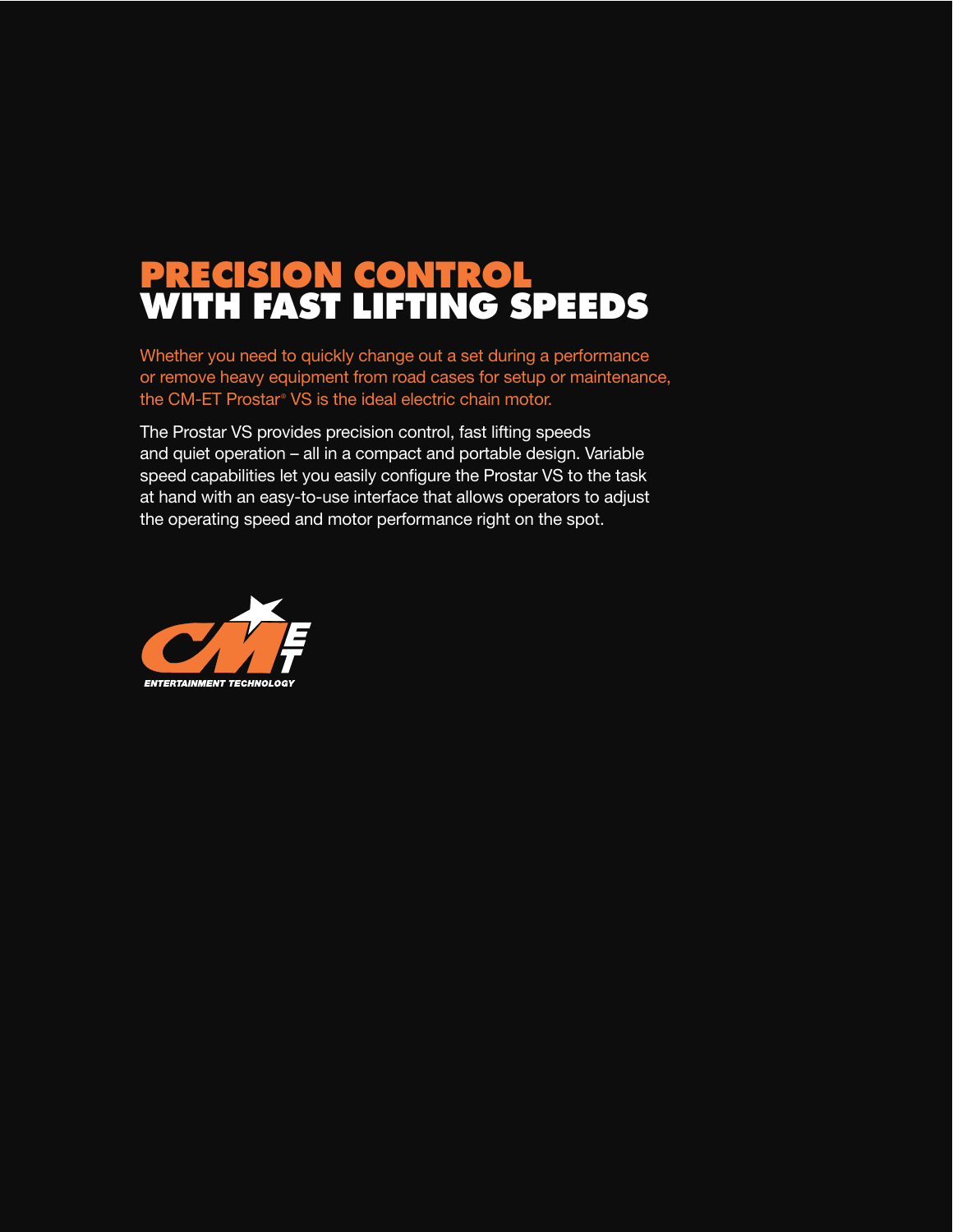# PRECISION CONTROL WITH FAST LIFTING SPEEDS

Whether you need to quickly change out a set during a performance or remove heavy equipment from road cases for setup or maintenance, the CM-ET Prostar® VS is the ideal electric chain motor.

The Prostar VS provides precision control, fast lifting speeds and quiet operation – all in a compact and portable design. Variable speed capabilities let you easily configure the Prostar VS to the task at hand with an easy-to-use interface that allows operators to adjust the operating speed and motor performance right on the spot.

CM ET ENTERTAINMENT TECHNOLOGY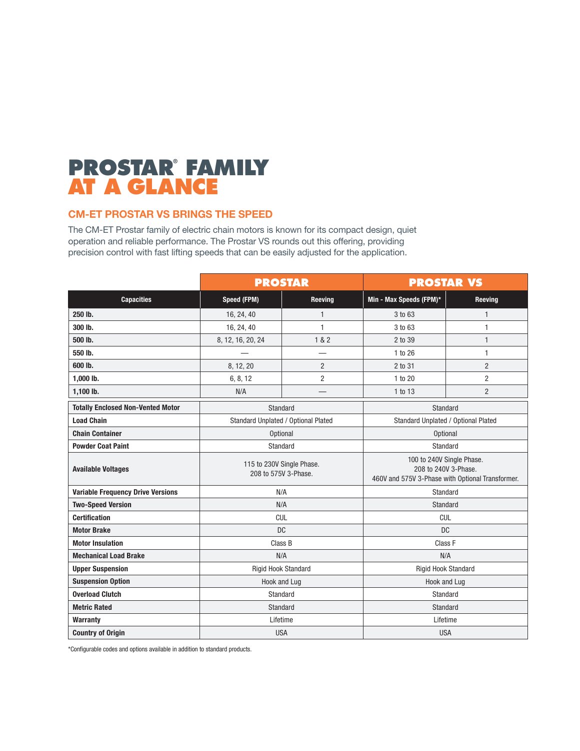# PROSTAR® FAMILY AT A GLANCE

## CM-ET PROSTAR VS BRINGS THE SPEED

The CM-ET Prostar family of electric chain motors is known for its compact design, quiet operation and reliable performance. The Prostar VS rounds out this offering, providing precision control with fast lifting speeds that can be easily adjusted for the application.

| | PROSTAR | | PROSTAR VS | |
|---|---|---|---|---|
| **Capacities** | **Speed (FPM)** | **Reeving** | **Min - Max Speeds (FPM)*** | **Reeving** |
| **250 lb.** | 16, 24, 40 | 1 | 3 to 63 | 1 |
| **300 lb.** | 16, 24, 40 | 1 | 3 to 63 | 1 |
| **500 lb.** | 8, 12, 16, 20, 24 | 1 & 2 | 2 to 39 | 1 |
| **550 lb.** | — | — | 1 to 26 | 1 |
| **600 lb.** | 8, 12, 20 | 2 | 2 to 31 | 2 |
| **1,000 lb.** | 6, 8, 12 | 2 | 1 to 20 | 2 |
| **1,100 lb.** | N/A | — | 1 to 13 | 2 |
| **Totally Enclosed Non-Vented Motor** | Standard | | Standard | |
| **Load Chain** | Standard Unplated / Optional Plated | | Standard Unplated / Optional Plated | |
| **Chain Container** | Optional | | Optional | |
| **Powder Coat Paint** | Standard | | Standard | |
| **Available Voltages** | 115 to 230V Single Phase. 208 to 575V 3-Phase. | | 100 to 240V Single Phase. 208 to 240V 3-Phase. 460V and 575V 3-Phase with Optional Transformer. | |
| **Variable Frequency Drive Versions** | N/A | | Standard | |
| **Two-Speed Version** | N/A | | Standard | |
| **Certification** | CUL | | CUL | |
| **Motor Brake** | DC | | DC | |
| **Motor Insulation** | Class B | | Class F | |
| **Mechanical Load Brake** | N/A | | N/A | |
| **Upper Suspension** | Rigid Hook Standard | | Rigid Hook Standard | |
| **Suspension Option** | Hook and Lug | | Hook and Lug | |
| **Overload Clutch** | Standard | | Standard | |
| **Metric Rated** | Standard | | Standard | |
| **Warranty** | Lifetime | | Lifetime | |
| **Country of Origin** | USA | | USA | |

*Configurable codes and options available in addition to standard products.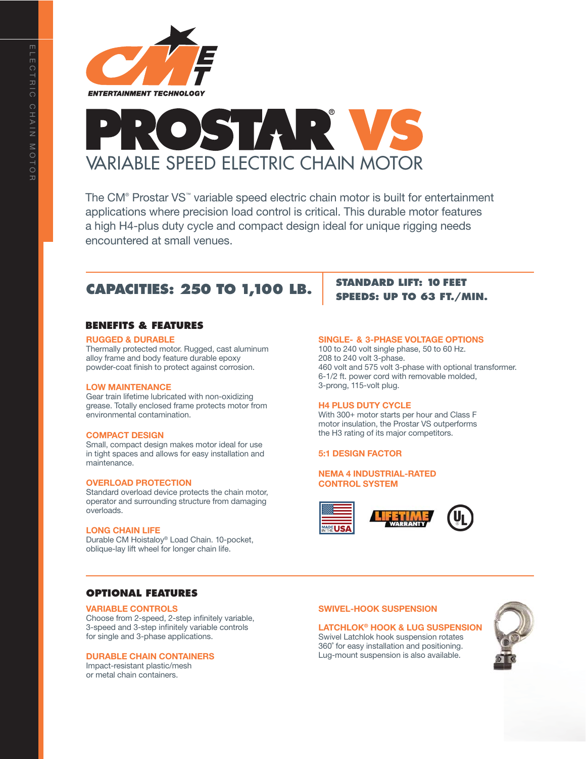ENTERTAINMENT TECHNOLOGY

# PROSTAR® VS

## VARIABLE SPEED ELECTRIC CHAIN MOTOR

The CM® Prostar VS™ variable speed electric chain motor is built for entertainment applications where precision load control is critical. This durable motor features a high H4-plus duty cycle and compact design ideal for unique rigging needs encountered at small venues.

## CAPACITIES: 250 TO 1,100 LB.

**STANDARD LIFT: 10 FEET**
**SPEEDS: UP TO 63 FT./MIN.**

### BENEFITS & FEATURES

**RUGGED & DURABLE**
Thermally protected motor. Rugged, cast aluminum alloy frame and body feature durable epoxy powder-coat finish to protect against corrosion.

**LOW MAINTENANCE**
Gear train lifetime lubricated with non-oxidizing grease. Totally enclosed frame protects motor from environmental contamination.

**COMPACT DESIGN**
Small, compact design makes motor ideal for use in tight spaces and allows for easy installation and maintenance.

**OVERLOAD PROTECTION**
Standard overload device protects the chain motor, operator and surrounding structure from damaging overloads.

**LONG CHAIN LIFE**
Durable CM Hoistaloy® Load Chain. 10-pocket, oblique-lay lift wheel for longer chain life.

**SINGLE- & 3-PHASE VOLTAGE OPTIONS**
100 to 240 volt single phase, 50 to 60 Hz.
208 to 240 volt 3-phase.
460 volt and 575 volt 3-phase with optional transformer.
6-1/2 ft. power cord with removable molded, 3-prong, 115-volt plug.

**H4 PLUS DUTY CYCLE**
With 300+ motor starts per hour and Class F motor insulation, the Prostar VS outperforms the H3 rating of its major competitors.

**5:1 DESIGN FACTOR**

**NEMA 4 INDUSTRIAL-RATED CONTROL SYSTEM**

MADE IN THE USA — LIFETIME WARRANTY — UL

### OPTIONAL FEATURES

**VARIABLE CONTROLS**
Choose from 2-speed, 2-step infinitely variable, 3-speed and 3-step infinitely variable controls for single and 3-phase applications.

**DURABLE CHAIN CONTAINERS**
Impact-resistant plastic/mesh or metal chain containers.

**SWIVEL-HOOK SUSPENSION**

**LATCHLOK® HOOK & LUG SUSPENSION**
Swivel Latchlok hook suspension rotates 360˚ for easy installation and positioning. Lug-mount suspension is also available.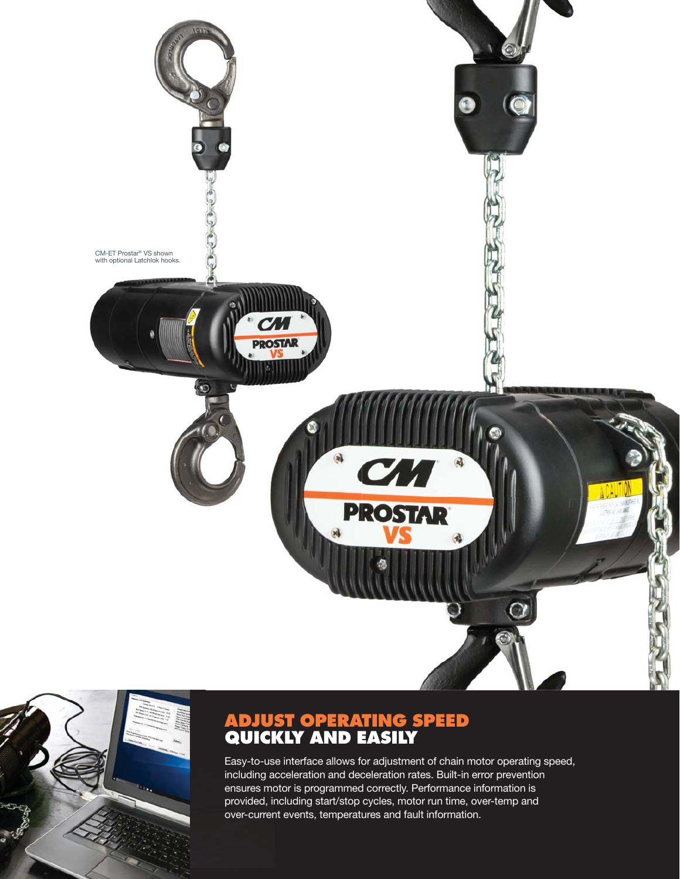CM-ET Prostar® VS shown with optional Latchlok hooks.

## ADJUST OPERATING SPEED QUICKLY AND EASILY

Easy-to-use interface allows for adjustment of chain motor operating speed, including acceleration and deceleration rates. Built-in error prevention ensures motor is programmed correctly. Performance information is provided, including start/stop cycles, motor run time, over-temp and over-current events, temperatures and fault information.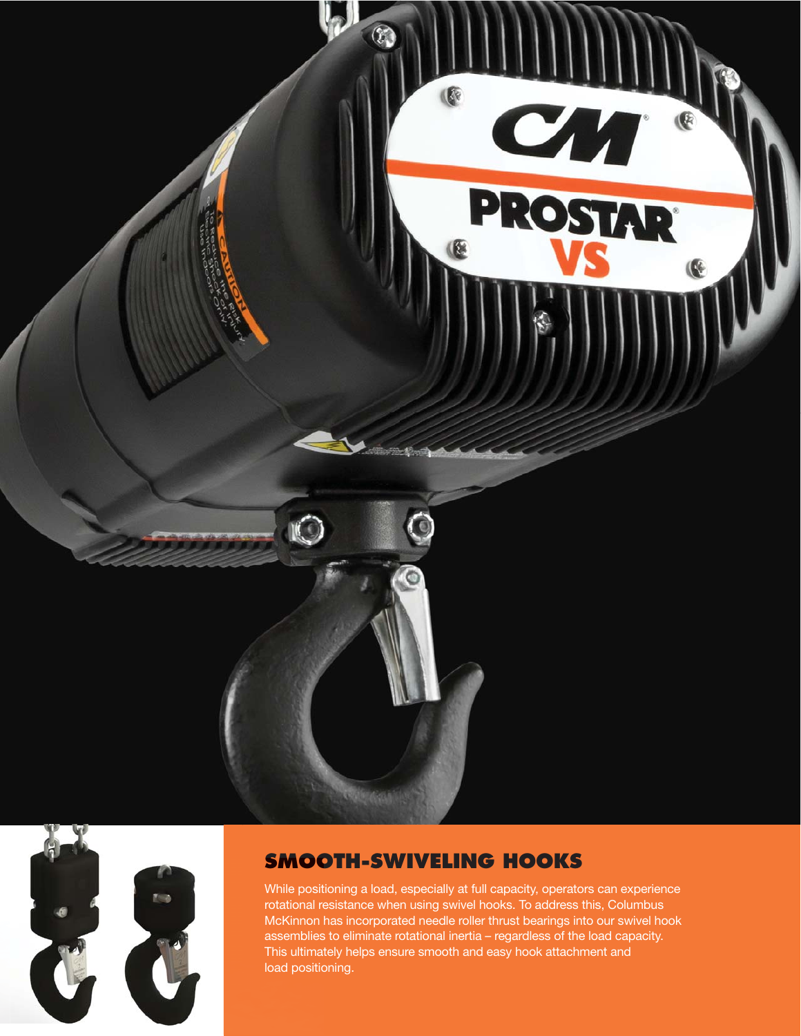## SMOOTH-SWIVELING HOOKS

While positioning a load, especially at full capacity, operators can experience rotational resistance when using swivel hooks. To address this, Columbus McKinnon has incorporated needle roller thrust bearings into our swivel hook assemblies to eliminate rotational inertia – regardless of the load capacity. This ultimately helps ensure smooth and easy hook attachment and load positioning.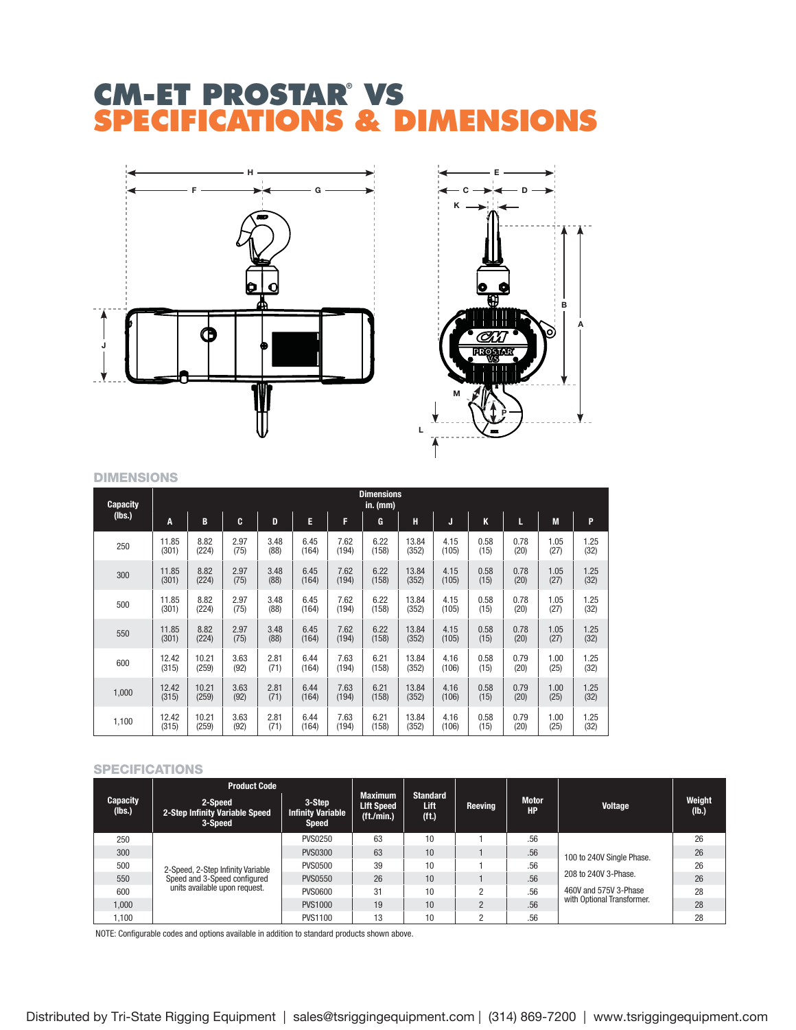# CM-ET PROSTAR® VS
# SPECIFICATIONS & DIMENSIONS

H
F
G
E
C
D
K
B
A
J
M
P
L

## DIMENSIONS

| Capacity (lbs.) | Dimensions in. (mm) | | | | | | | | | | | | |
|---|---|---|---|---|---|---|---|---|---|---|---|---|---|
| | A | B | C | D | E | F | G | H | J | K | L | M | P |
| 250 | 11.85 (301) | 8.82 (224) | 2.97 (75) | 3.48 (88) | 6.45 (164) | 7.62 (194) | 6.22 (158) | 13.84 (352) | 4.15 (105) | 0.58 (15) | 0.78 (20) | 1.05 (27) | 1.25 (32) |
| 300 | 11.85 (301) | 8.82 (224) | 2.97 (75) | 3.48 (88) | 6.45 (164) | 7.62 (194) | 6.22 (158) | 13.84 (352) | 4.15 (105) | 0.58 (15) | 0.78 (20) | 1.05 (27) | 1.25 (32) |
| 500 | 11.85 (301) | 8.82 (224) | 2.97 (75) | 3.48 (88) | 6.45 (164) | 7.62 (194) | 6.22 (158) | 13.84 (352) | 4.15 (105) | 0.58 (15) | 0.78 (20) | 1.05 (27) | 1.25 (32) |
| 550 | 11.85 (301) | 8.82 (224) | 2.97 (75) | 3.48 (88) | 6.45 (164) | 7.62 (194) | 6.22 (158) | 13.84 (352) | 4.15 (105) | 0.58 (15) | 0.78 (20) | 1.05 (27) | 1.25 (32) |
| 600 | 12.42 (315) | 10.21 (259) | 3.63 (92) | 2.81 (71) | 6.44 (164) | 7.63 (194) | 6.21 (158) | 13.84 (352) | 4.16 (106) | 0.58 (15) | 0.79 (20) | 1.00 (25) | 1.25 (32) |
| 1,000 | 12.42 (315) | 10.21 (259) | 3.63 (92) | 2.81 (71) | 6.44 (164) | 7.63 (194) | 6.21 (158) | 13.84 (352) | 4.16 (106) | 0.58 (15) | 0.79 (20) | 1.00 (25) | 1.25 (32) |
| 1,100 | 12.42 (315) | 10.21 (259) | 3.63 (92) | 2.81 (71) | 6.44 (164) | 7.63 (194) | 6.21 (158) | 13.84 (352) | 4.16 (106) | 0.58 (15) | 0.79 (20) | 1.00 (25) | 1.25 (32) |

## SPECIFICATIONS

| Capacity (lbs.) | Product Code | | Maximum Lift Speed (ft./min.) | Standard Lift (ft.) | Reeving | Motor HP | Voltage | Weight (lb.) |
|---|---|---|---|---|---|---|---|---|
| | 2-Speed 2-Step Infinity Variable Speed 3-Speed | 3-Step Infinity Variable Speed | | | | | | |
| 250 | 2-Speed, 2-Step Infinity Variable Speed and 3-Speed configured units available upon request. | PVS0250 | 63 | 10 | 1 | .56 | 100 to 240V Single Phase. 208 to 240V 3-Phase. 460V and 575V 3-Phase with Optional Transformer. | 26 |
| 300 | | PVS0300 | 63 | 10 | 1 | .56 | | 26 |
| 500 | | PVS0500 | 39 | 10 | 1 | .56 | | 26 |
| 550 | | PVS0550 | 26 | 10 | 1 | .56 | | 26 |
| 600 | | PVS0600 | 31 | 10 | 2 | .56 | | 28 |
| 1,000 | | PVS1000 | 19 | 10 | 2 | .56 | | 28 |
| 1,100 | | PVS1100 | 13 | 10 | 2 | .56 | | 28 |

NOTE: Configurable codes and options available in addition to standard products shown above.

Distributed by Tri-State Rigging Equipment | sales@tsriggingequipment.com | (314) 869-7200 | www.tsriggingequipment.com